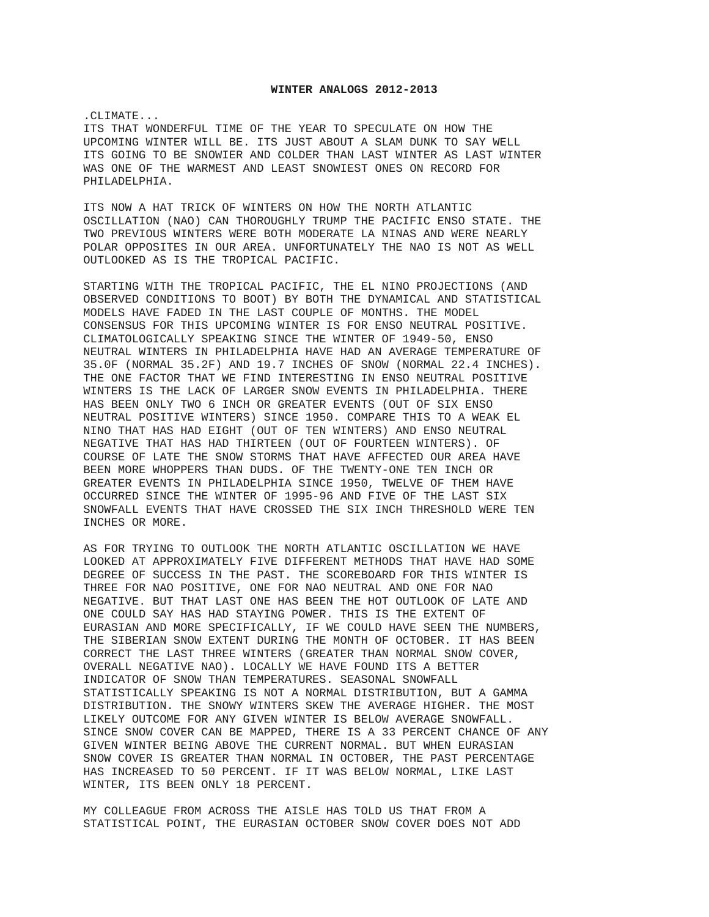# WINTER ANALOGS 2012-2013

.CLIMATE...

ITS THAT WONDERFUL TIME OF THE YEAR TO SPECULATE ON HOW THE UPCOMING WINTER WILL BE. ITS JUST ABOUT A SLAM DUNK TO SAY WELL ITS GOING TO BE SNOWIER AND COLDER THAN LAST WINTER AS LAST WINTER WAS ONE OF THE WARMEST AND LEAST SNOWIEST ONES ON RECORD FOR PHILADELPHIA.

ITS NOW A HAT TRICK OF WINTERS ON HOW THE NORTH ATLANTIC OSCILLATION (NAO) CAN THOROUGHLY TRUMP THE PACIFIC ENSO STATE. THE TWO PREVIOUS WINTERS WERE BOTH MODERATE LA NINAS AND WERE NEARLY POLAR OPPOSITES IN OUR AREA. UNFORTUNATELY THE NAO IS NOT AS WELL OUTLOOKED AS IS THE TROPICAL PACIFIC.

STARTING WITH THE TROPICAL PACIFIC, THE EL NINO PROJECTIONS (AND OBSERVED CONDITIONS TO BOOT) BY BOTH THE DYNAMICAL AND STATISTICAL MODELS HAVE FADED IN THE LAST COUPLE OF MONTHS. THE MODEL CONSENSUS FOR THIS UPCOMING WINTER IS FOR ENSO NEUTRAL POSITIVE. CLIMATOLOGICALLY SPEAKING SINCE THE WINTER OF 1949-50, ENSO NEUTRAL WINTERS IN PHILADELPHIA HAVE HAD AN AVERAGE TEMPERATURE OF 35.0F (NORMAL 35.2F) AND 19.7 INCHES OF SNOW (NORMAL 22.4 INCHES). THE ONE FACTOR THAT WE FIND INTERESTING IN ENSO NEUTRAL POSITIVE WINTERS IS THE LACK OF LARGER SNOW EVENTS IN PHILADELPHIA. THERE HAS BEEN ONLY TWO 6 INCH OR GREATER EVENTS (OUT OF SIX ENSO NEUTRAL POSITIVE WINTERS) SINCE 1950. COMPARE THIS TO A WEAK EL NINO THAT HAS HAD EIGHT (OUT OF TEN WINTERS) AND ENSO NEUTRAL NEGATIVE THAT HAS HAD THIRTEEN (OUT OF FOURTEEN WINTERS). OF COURSE OF LATE THE SNOW STORMS THAT HAVE AFFECTED OUR AREA HAVE BEEN MORE WHOPPERS THAN DUDS. OF THE TWENTY-ONE TEN INCH OR GREATER EVENTS IN PHILADELPHIA SINCE 1950, TWELVE OF THEM HAVE OCCURRED SINCE THE WINTER OF 1995-96 AND FIVE OF THE LAST SIX SNOWFALL EVENTS THAT HAVE CROSSED THE SIX INCH THRESHOLD WERE TEN INCHES OR MORE.

AS FOR TRYING TO OUTLOOK THE NORTH ATLANTIC OSCILLATION WE HAVE LOOKED AT APPROXIMATELY FIVE DIFFERENT METHODS THAT HAVE HAD SOME DEGREE OF SUCCESS IN THE PAST. THE SCOREBOARD FOR THIS WINTER IS THREE FOR NAO POSITIVE, ONE FOR NAO NEUTRAL AND ONE FOR NAO NEGATIVE. BUT THAT LAST ONE HAS BEEN THE HOT OUTLOOK OF LATE AND ONE COULD SAY HAS HAD STAYING POWER. THIS IS THE EXTENT OF EURASIAN AND MORE SPECIFICALLY, IF WE COULD HAVE SEEN THE NUMBERS, THE SIBERIAN SNOW EXTENT DURING THE MONTH OF OCTOBER. IT HAS BEEN CORRECT THE LAST THREE WINTERS (GREATER THAN NORMAL SNOW COVER, OVERALL NEGATIVE NAO). LOCALLY WE HAVE FOUND ITS A BETTER INDICATOR OF SNOW THAN TEMPERATURES. SEASONAL SNOWFALL STATISTICALLY SPEAKING IS NOT A NORMAL DISTRIBUTION, BUT A GAMMA DISTRIBUTION. THE SNOWY WINTERS SKEW THE AVERAGE HIGHER. THE MOST LIKELY OUTCOME FOR ANY GIVEN WINTER IS BELOW AVERAGE SNOWFALL. SINCE SNOW COVER CAN BE MAPPED, THERE IS A 33 PERCENT CHANCE OF ANY GIVEN WINTER BEING ABOVE THE CURRENT NORMAL. BUT WHEN EURASIAN SNOW COVER IS GREATER THAN NORMAL IN OCTOBER, THE PAST PERCENTAGE HAS INCREASED TO 50 PERCENT. IF IT WAS BELOW NORMAL, LIKE LAST WINTER, ITS BEEN ONLY 18 PERCENT.

MY COLLEAGUE FROM ACROSS THE AISLE HAS TOLD US THAT FROM A STATISTICAL POINT, THE EURASIAN OCTOBER SNOW COVER DOES NOT ADD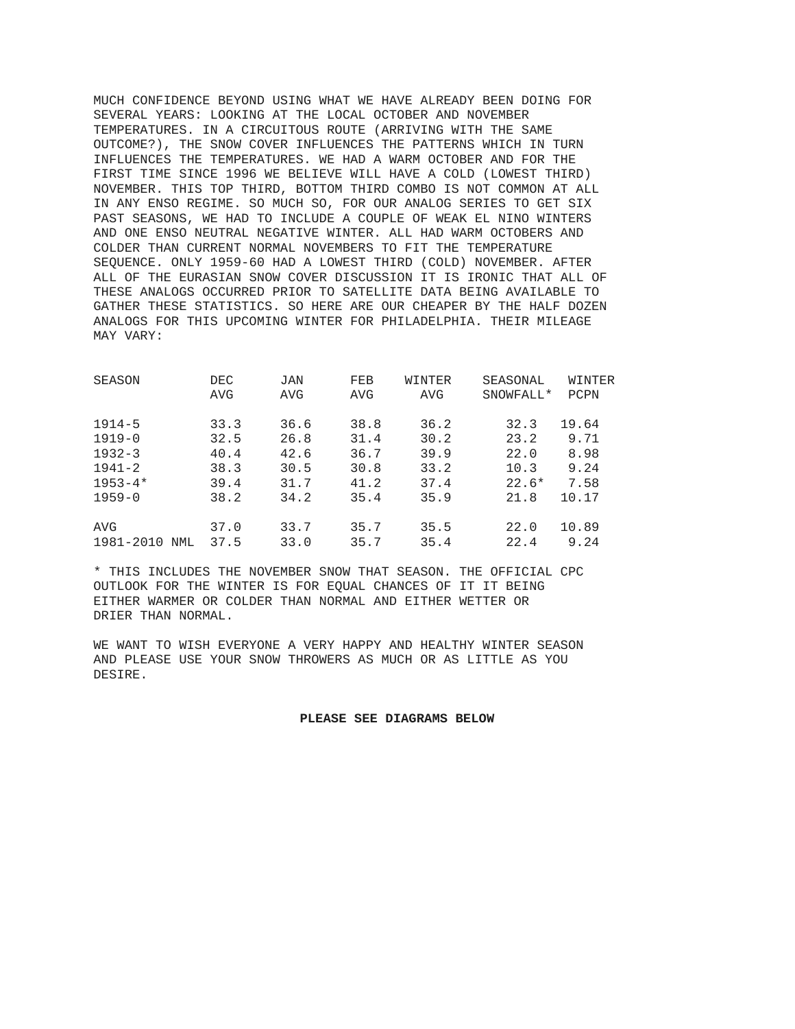MUCH CONFIDENCE BEYOND USING WHAT WE HAVE ALREADY BEEN DOING FOR SEVERAL YEARS: LOOKING AT THE LOCAL OCTOBER AND NOVEMBER TEMPERATURES. IN A CIRCUITOUS ROUTE (ARRIVING WITH THE SAME OUTCOME?), THE SNOW COVER INFLUENCES THE PATTERNS WHICH IN TURN INFLUENCES THE TEMPERATURES. WE HAD A WARM OCTOBER AND FOR THE FIRST TIME SINCE 1996 WE BELIEVE WILL HAVE A COLD (LOWEST THIRD) NOVEMBER. THIS TOP THIRD, BOTTOM THIRD COMBO IS NOT COMMON AT ALL IN ANY ENSO REGIME. SO MUCH SO, FOR OUR ANALOG SERIES TO GET SIX PAST SEASONS, WE HAD TO INCLUDE A COUPLE OF WEAK EL NINO WINTERS AND ONE ENSO NEUTRAL NEGATIVE WINTER. ALL HAD WARM OCTOBERS AND COLDER THAN CURRENT NORMAL NOVEMBERS TO FIT THE TEMPERATURE SEQUENCE. ONLY 1959-60 HAD A LOWEST THIRD (COLD) NOVEMBER. AFTER ALL OF THE EURASIAN SNOW COVER DISCUSSION IT IS IRONIC THAT ALL OF THESE ANALOGS OCCURRED PRIOR TO SATELLITE DATA BEING AVAILABLE TO GATHER THESE STATISTICS. SO HERE ARE OUR CHEAPER BY THE HALF DOZEN ANALOGS FOR THIS UPCOMING WINTER FOR PHILADELPHIA. THEIR MILEAGE MAY VARY:

| SEASON | DEC AVG | JAN AVG | FEB AVG | WINTER AVG | SEASONAL SNOWFALL* | WINTER PCPN |
|---|---|---|---|---|---|---|
| 1914-5 | 33.3 | 36.6 | 38.8 | 36.2 | 32.3 | 19.64 |
| 1919-0 | 32.5 | 26.8 | 31.4 | 30.2 | 23.2 | 9.71 |
| 1932-3 | 40.4 | 42.6 | 36.7 | 39.9 | 22.0 | 8.98 |
| 1941-2 | 38.3 | 30.5 | 30.8 | 33.2 | 10.3 | 9.24 |
| 1953-4* | 39.4 | 31.7 | 41.2 | 37.4 | 22.6* | 7.58 |
| 1959-0 | 38.2 | 34.2 | 35.4 | 35.9 | 21.8 | 10.17 |
| AVG | 37.0 | 33.7 | 35.7 | 35.5 | 22.0 | 10.89 |
| 1981-2010 NML | 37.5 | 33.0 | 35.7 | 35.4 | 22.4 | 9.24 |

* THIS INCLUDES THE NOVEMBER SNOW THAT SEASON. THE OFFICIAL CPC OUTLOOK FOR THE WINTER IS FOR EQUAL CHANCES OF IT IT BEING EITHER WARMER OR COLDER THAN NORMAL AND EITHER WETTER OR DRIER THAN NORMAL.

WE WANT TO WISH EVERYONE A VERY HAPPY AND HEALTHY WINTER SEASON AND PLEASE USE YOUR SNOW THROWERS AS MUCH OR AS LITTLE AS YOU DESIRE.

**PLEASE SEE DIAGRAMS BELOW**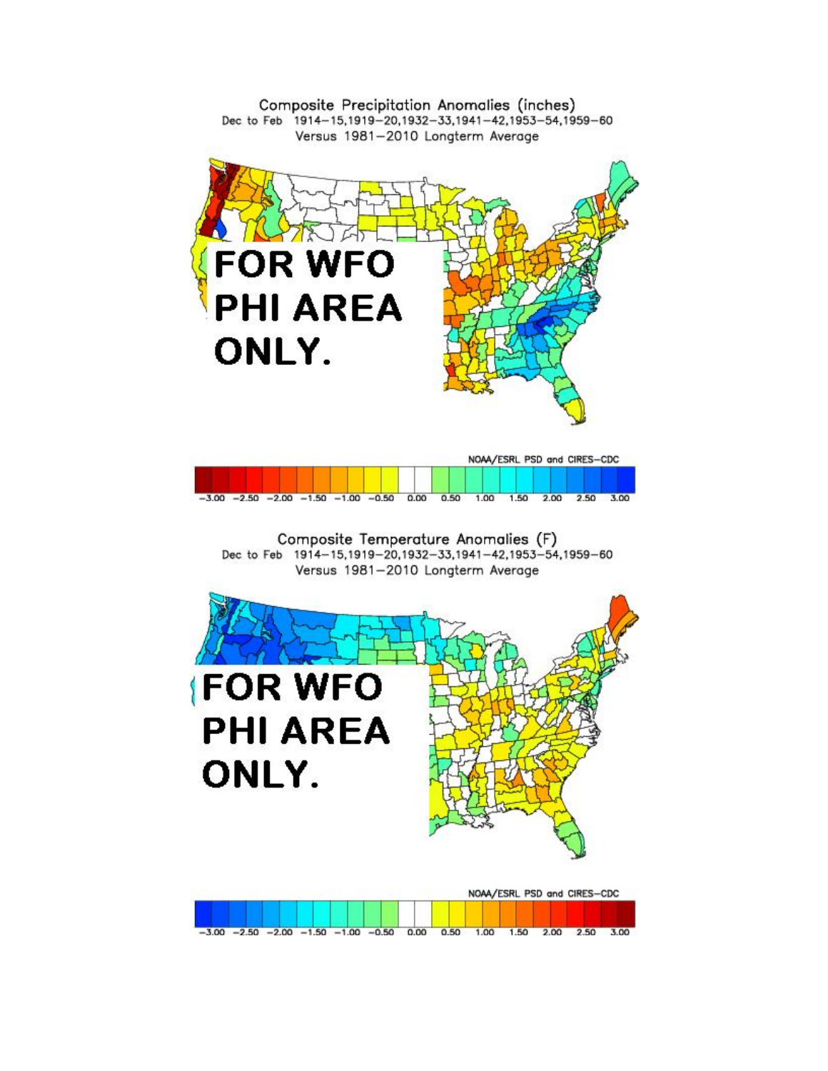Composite Precipitation Anomalies (inches)
Dec to Feb 1914–15,1919–20,1932–33,1941–42,1953–54,1959–60
Versus 1981–2010 Longterm Average

FOR WFO PHI AREA ONLY.

NOAA/ESRL PSD and CIRES–CDC

−3.00 −2.50 −2.00 −1.50 −1.00 −0.50 0.00 0.50 1.00 1.50 2.00 2.50 3.00

Composite Temperature Anomalies (F)
Dec to Feb 1914–15,1919–20,1932–33,1941–42,1953–54,1959–60
Versus 1981–2010 Longterm Average

FOR WFO PHI AREA ONLY.

NOAA/ESRL PSD and CIRES–CDC

−3.00 −2.50 −2.00 −1.50 −1.00 −0.50 0.00 0.50 1.00 1.50 2.00 2.50 3.00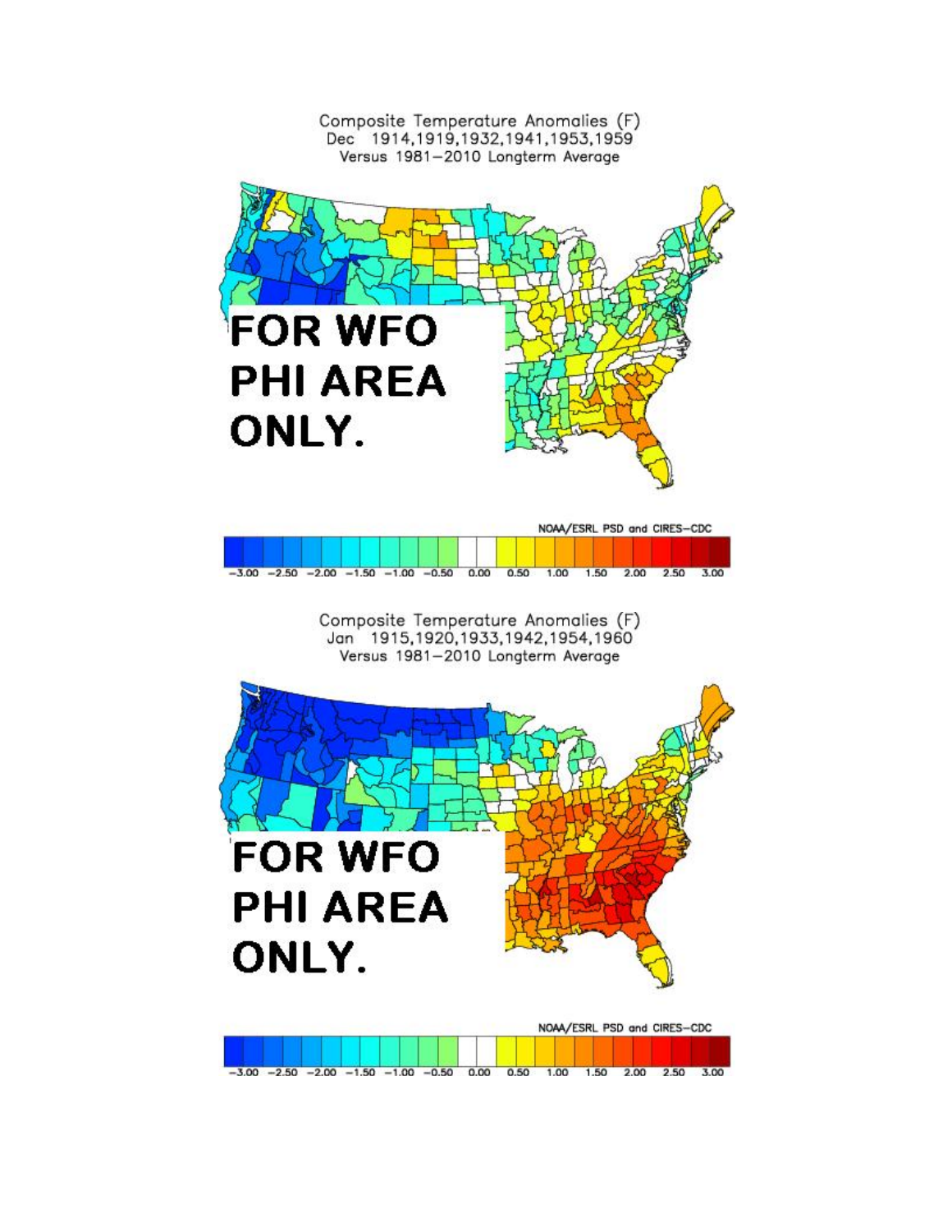Composite Temperature Anomalies (F)
Dec 1914,1919,1932,1941,1953,1959
Versus 1981–2010 Longterm Average

**FOR WFO PHI AREA ONLY.**

NOAA/ESRL PSD and CIRES–CDC

−3.00 −2.50 −2.00 −1.50 −1.00 −0.50 0.00 0.50 1.00 1.50 2.00 2.50 3.00

Composite Temperature Anomalies (F)
Jan 1915,1920,1933,1942,1954,1960
Versus 1981–2010 Longterm Average

**FOR WFO PHI AREA ONLY.**

NOAA/ESRL PSD and CIRES–CDC

−3.00 −2.50 −2.00 −1.50 −1.00 −0.50 0.00 0.50 1.00 1.50 2.00 2.50 3.00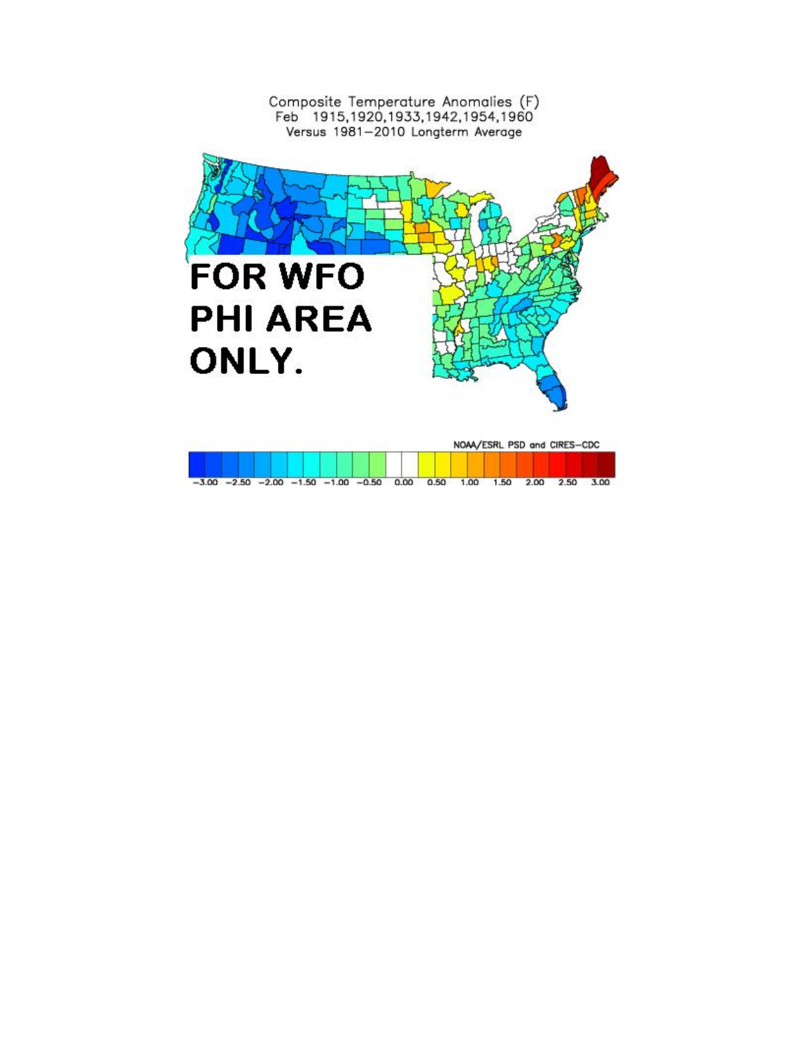Composite Temperature Anomalies (F)
Feb 1915,1920,1933,1942,1954,1960
Versus 1981–2010 Longterm Average

FOR WFO PHI AREA ONLY.

NOAA/ESRL PSD and CIRES-CDC

−3.00 −2.50 −2.00 −1.50 −1.00 −0.50 0.00 0.50 1.00 1.50 2.00 2.50 3.00